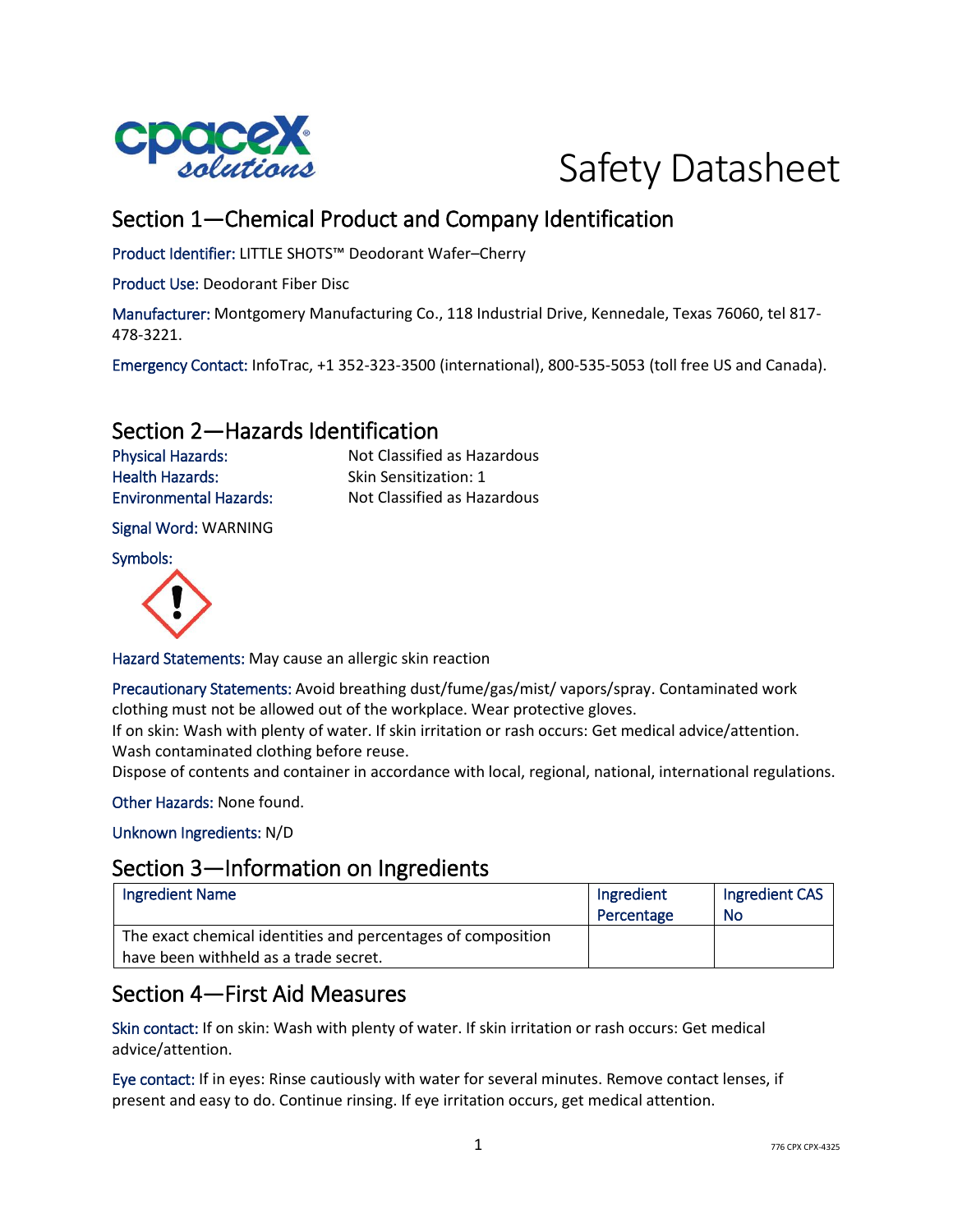# Safety Datasheet

## Section 1—Chemical Product and Company Identification

Product Identifier: LITTLE SHOTS™ Deodorant Wafer–Cherry

Product Use: Deodorant Fiber Disc

Manufacturer: Montgomery Manufacturing Co., 118 Industrial Drive, Kennedale, Texas 76060, tel 817-478-3221.

Emergency Contact: InfoTrac, +1 352-323-3500 (international), 800-535-5053 (toll free US and Canada).

## Section 2—Hazards Identification

Physical Hazards: Not Classified as Hazardous

Health Hazards: Skin Sensitization: 1

Environmental Hazards: Not Classified as Hazardous

Signal Word: WARNING

Symbols:

Hazard Statements: May cause an allergic skin reaction

Precautionary Statements: Avoid breathing dust/fume/gas/mist/ vapors/spray. Contaminated work clothing must not be allowed out of the workplace. Wear protective gloves.
If on skin: Wash with plenty of water. If skin irritation or rash occurs: Get medical advice/attention. Wash contaminated clothing before reuse.
Dispose of contents and container in accordance with local, regional, national, international regulations.

Other Hazards: None found.

Unknown Ingredients: N/D

## Section 3—Information on Ingredients

| Ingredient Name | Ingredient Percentage | Ingredient CAS No |
|---|---|---|
| The exact chemical identities and percentages of composition have been withheld as a trade secret. | | |

## Section 4—First Aid Measures

Skin contact: If on skin: Wash with plenty of water. If skin irritation or rash occurs: Get medical advice/attention.

Eye contact: If in eyes: Rinse cautiously with water for several minutes. Remove contact lenses, if present and easy to do. Continue rinsing. If eye irritation occurs, get medical attention.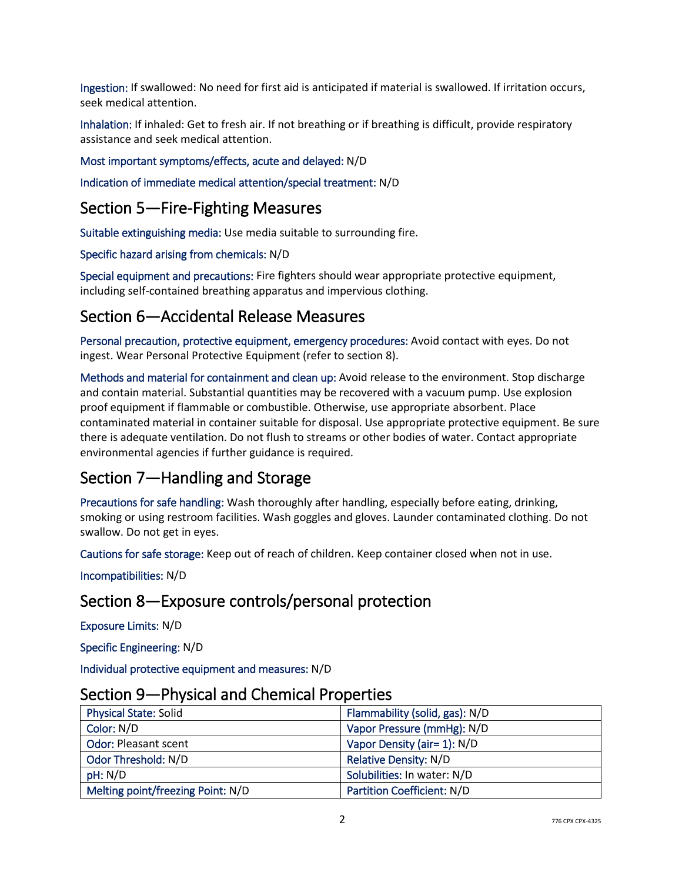**Ingestion:** If swallowed: No need for first aid is anticipated if material is swallowed. If irritation occurs, seek medical attention.

**Inhalation:** If inhaled: Get to fresh air. If not breathing or if breathing is difficult, provide respiratory assistance and seek medical attention.

**Most important symptoms/effects, acute and delayed:** N/D

**Indication of immediate medical attention/special treatment:** N/D

## Section 5—Fire-Fighting Measures

**Suitable extinguishing media:** Use media suitable to surrounding fire.

**Specific hazard arising from chemicals:** N/D

**Special equipment and precautions:** Fire fighters should wear appropriate protective equipment, including self-contained breathing apparatus and impervious clothing.

## Section 6—Accidental Release Measures

**Personal precaution, protective equipment, emergency procedures:** Avoid contact with eyes. Do not ingest. Wear Personal Protective Equipment (refer to section 8).

**Methods and material for containment and clean up:** Avoid release to the environment. Stop discharge and contain material. Substantial quantities may be recovered with a vacuum pump. Use explosion proof equipment if flammable or combustible. Otherwise, use appropriate absorbent. Place contaminated material in container suitable for disposal. Use appropriate protective equipment. Be sure there is adequate ventilation. Do not flush to streams or other bodies of water. Contact appropriate environmental agencies if further guidance is required.

## Section 7—Handling and Storage

**Precautions for safe handling:** Wash thoroughly after handling, especially before eating, drinking, smoking or using restroom facilities. Wash goggles and gloves. Launder contaminated clothing. Do not swallow. Do not get in eyes.

**Cautions for safe storage:** Keep out of reach of children. Keep container closed when not in use.

**Incompatibilities:** N/D

## Section 8—Exposure controls/personal protection

**Exposure Limits:** N/D

**Specific Engineering:** N/D

**Individual protective equipment and measures:** N/D

## Section 9—Physical and Chemical Properties

| Physical State: Solid | Flammability (solid, gas): N/D |
|---|---|
| Color: N/D | Vapor Pressure (mmHg): N/D |
| Odor: Pleasant scent | Vapor Density (air= 1): N/D |
| Odor Threshold: N/D | Relative Density: N/D |
| pH: N/D | Solubilities: In water: N/D |
| Melting point/freezing Point: N/D | Partition Coefficient: N/D |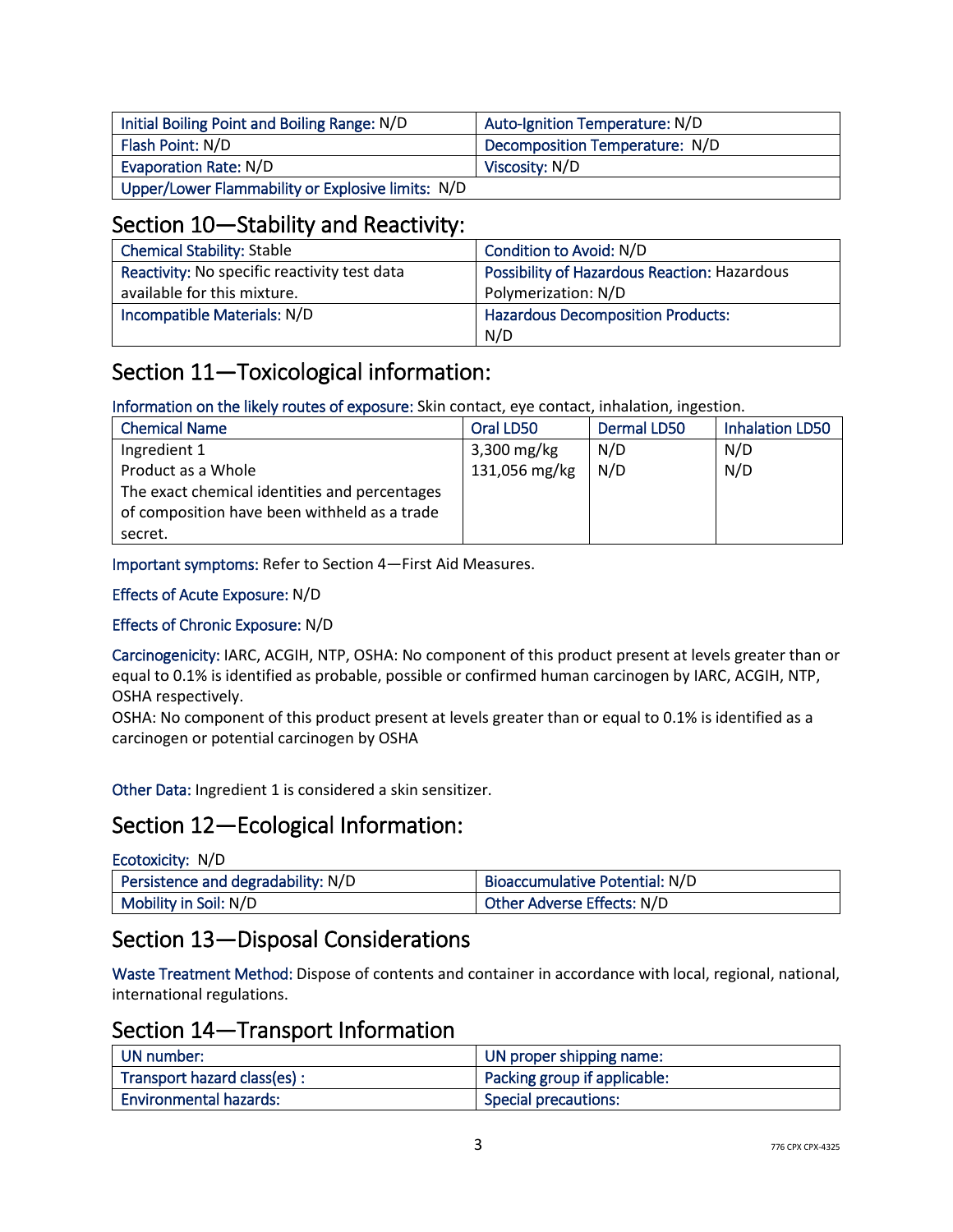| Initial Boiling Point and Boiling Range: N/D | Auto-Ignition Temperature: N/D |
|---|---|
| Flash Point: N/D | Decomposition Temperature: N/D |
| Evaporation Rate: N/D | Viscosity: N/D |
| Upper/Lower Flammability or Explosive limits: N/D | |

## Section 10—Stability and Reactivity:

| Chemical Stability: Stable | Condition to Avoid: N/D |
|---|---|
| Reactivity: No specific reactivity test data available for this mixture. | Possibility of Hazardous Reaction: Hazardous Polymerization: N/D |
| Incompatible Materials: N/D | Hazardous Decomposition Products: N/D |

## Section 11—Toxicological information:

Information on the likely routes of exposure: Skin contact, eye contact, inhalation, ingestion.

| Chemical Name | Oral LD50 | Dermal LD50 | Inhalation LD50 |
|---|---|---|---|
| Ingredient 1 | 3,300 mg/kg | N/D | N/D |
| Product as a Whole | 131,056 mg/kg | N/D | N/D |
| The exact chemical identities and percentages of composition have been withheld as a trade secret. | | | |

Important symptoms: Refer to Section 4—First Aid Measures.

Effects of Acute Exposure: N/D

Effects of Chronic Exposure: N/D

Carcinogenicity: IARC, ACGIH, NTP, OSHA: No component of this product present at levels greater than or equal to 0.1% is identified as probable, possible or confirmed human carcinogen by IARC, ACGIH, NTP, OSHA respectively.
OSHA: No component of this product present at levels greater than or equal to 0.1% is identified as a carcinogen or potential carcinogen by OSHA

Other Data: Ingredient 1 is considered a skin sensitizer.

## Section 12—Ecological Information:

Ecotoxicity: N/D

| Persistence and degradability: N/D | Bioaccumulative Potential: N/D |
|---|---|
| Mobility in Soil: N/D | Other Adverse Effects: N/D |

## Section 13—Disposal Considerations

Waste Treatment Method: Dispose of contents and container in accordance with local, regional, national, international regulations.

## Section 14—Transport Information

| UN number: | UN proper shipping name: |
|---|---|
| Transport hazard class(es) : | Packing group if applicable: |
| Environmental hazards: | Special precautions: |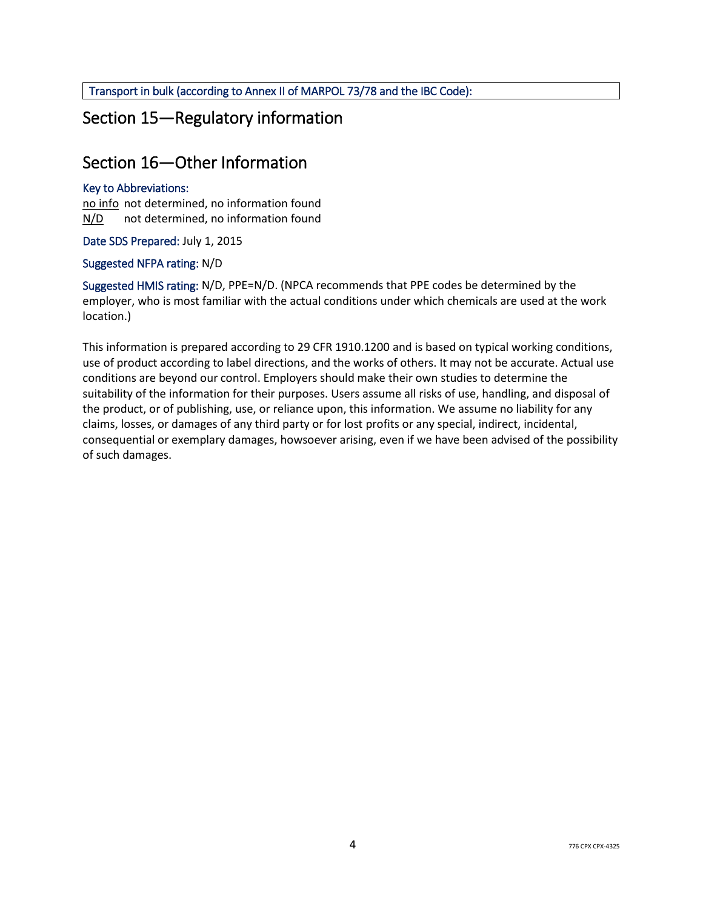Transport in bulk (according to Annex II of MARPOL 73/78 and the IBC Code):

## Section 15—Regulatory information

## Section 16—Other Information

Key to Abbreviations:

no info not determined, no information found
N/D not determined, no information found

Date SDS Prepared: July 1, 2015

Suggested NFPA rating: N/D

Suggested HMIS rating: N/D, PPE=N/D. (NPCA recommends that PPE codes be determined by the employer, who is most familiar with the actual conditions under which chemicals are used at the work location.)

This information is prepared according to 29 CFR 1910.1200 and is based on typical working conditions, use of product according to label directions, and the works of others. It may not be accurate. Actual use conditions are beyond our control. Employers should make their own studies to determine the suitability of the information for their purposes. Users assume all risks of use, handling, and disposal of the product, or of publishing, use, or reliance upon, this information. We assume no liability for any claims, losses, or damages of any third party or for lost profits or any special, indirect, incidental, consequential or exemplary damages, howsoever arising, even if we have been advised of the possibility of such damages.